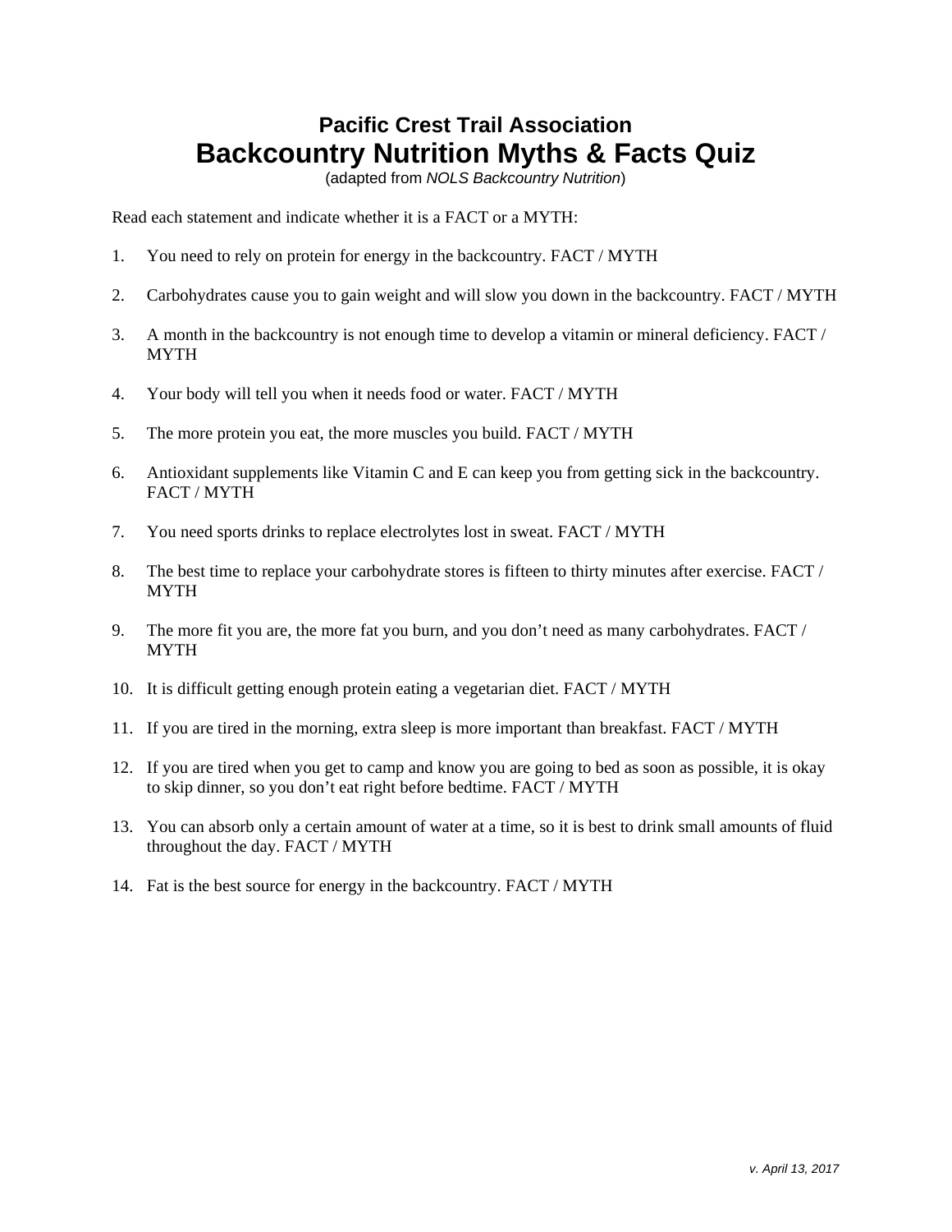## Pacific Crest Trail Association

# Backcountry Nutrition Myths & Facts Quiz

(adapted from *NOLS Backcountry Nutrition*)

Read each statement and indicate whether it is a FACT or a MYTH:

1. You need to rely on protein for energy in the backcountry. FACT / MYTH
2. Carbohydrates cause you to gain weight and will slow you down in the backcountry. FACT / MYTH
3. A month in the backcountry is not enough time to develop a vitamin or mineral deficiency. FACT / MYTH
4. Your body will tell you when it needs food or water. FACT / MYTH
5. The more protein you eat, the more muscles you build. FACT / MYTH
6. Antioxidant supplements like Vitamin C and E can keep you from getting sick in the backcountry. FACT / MYTH
7. You need sports drinks to replace electrolytes lost in sweat. FACT / MYTH
8. The best time to replace your carbohydrate stores is fifteen to thirty minutes after exercise. FACT / MYTH
9. The more fit you are, the more fat you burn, and you don't need as many carbohydrates. FACT / MYTH
10. It is difficult getting enough protein eating a vegetarian diet. FACT / MYTH
11. If you are tired in the morning, extra sleep is more important than breakfast. FACT / MYTH
12. If you are tired when you get to camp and know you are going to bed as soon as possible, it is okay to skip dinner, so you don't eat right before bedtime. FACT / MYTH
13. You can absorb only a certain amount of water at a time, so it is best to drink small amounts of fluid throughout the day. FACT / MYTH
14. Fat is the best source for energy in the backcountry. FACT / MYTH

*v. April 13, 2017*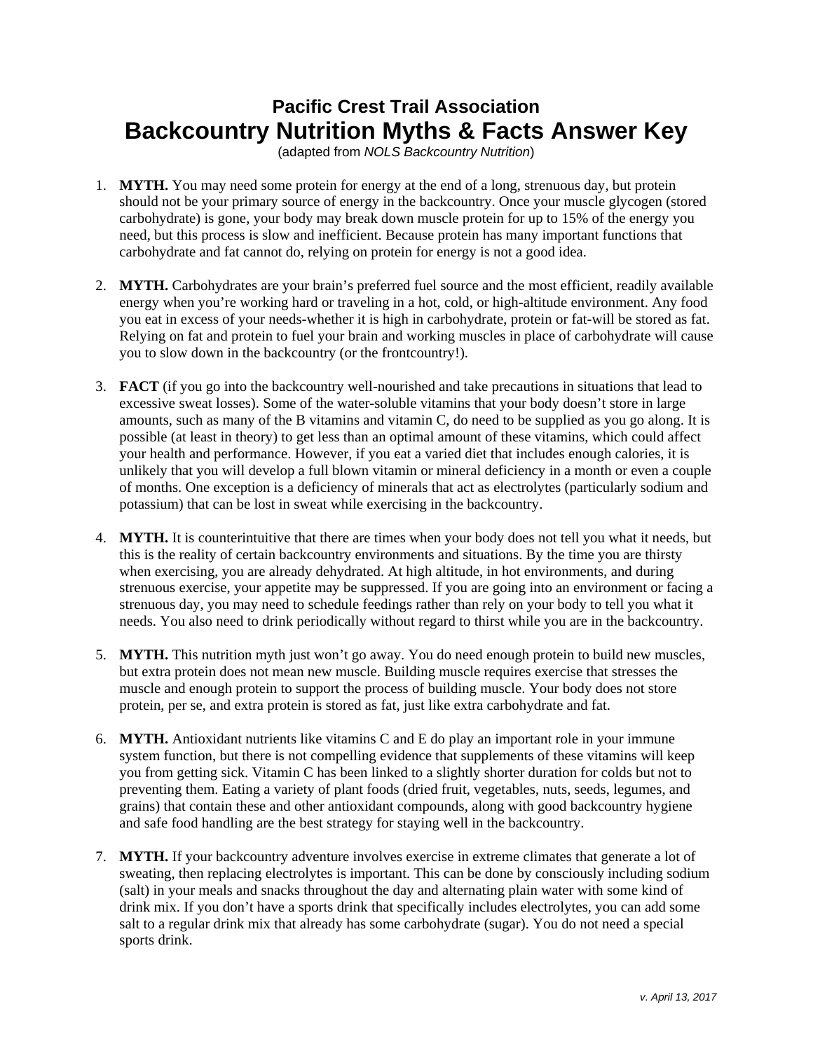## Pacific Crest Trail Association

# Backcountry Nutrition Myths & Facts Answer Key

(adapted from *NOLS Backcountry Nutrition*)

1. **MYTH.** You may need some protein for energy at the end of a long, strenuous day, but protein should not be your primary source of energy in the backcountry. Once your muscle glycogen (stored carbohydrate) is gone, your body may break down muscle protein for up to 15% of the energy you need, but this process is slow and inefficient. Because protein has many important functions that carbohydrate and fat cannot do, relying on protein for energy is not a good idea.

2. **MYTH.** Carbohydrates are your brain's preferred fuel source and the most efficient, readily available energy when you're working hard or traveling in a hot, cold, or high-altitude environment. Any food you eat in excess of your needs-whether it is high in carbohydrate, protein or fat-will be stored as fat. Relying on fat and protein to fuel your brain and working muscles in place of carbohydrate will cause you to slow down in the backcountry (or the frontcountry!).

3. **FACT** (if you go into the backcountry well-nourished and take precautions in situations that lead to excessive sweat losses). Some of the water-soluble vitamins that your body doesn't store in large amounts, such as many of the B vitamins and vitamin C, do need to be supplied as you go along. It is possible (at least in theory) to get less than an optimal amount of these vitamins, which could affect your health and performance. However, if you eat a varied diet that includes enough calories, it is unlikely that you will develop a full blown vitamin or mineral deficiency in a month or even a couple of months. One exception is a deficiency of minerals that act as electrolytes (particularly sodium and potassium) that can be lost in sweat while exercising in the backcountry.

4. **MYTH.** It is counterintuitive that there are times when your body does not tell you what it needs, but this is the reality of certain backcountry environments and situations. By the time you are thirsty when exercising, you are already dehydrated. At high altitude, in hot environments, and during strenuous exercise, your appetite may be suppressed. If you are going into an environment or facing a strenuous day, you may need to schedule feedings rather than rely on your body to tell you what it needs. You also need to drink periodically without regard to thirst while you are in the backcountry.

5. **MYTH.** This nutrition myth just won't go away. You do need enough protein to build new muscles, but extra protein does not mean new muscle. Building muscle requires exercise that stresses the muscle and enough protein to support the process of building muscle. Your body does not store protein, per se, and extra protein is stored as fat, just like extra carbohydrate and fat.

6. **MYTH.** Antioxidant nutrients like vitamins C and E do play an important role in your immune system function, but there is not compelling evidence that supplements of these vitamins will keep you from getting sick. Vitamin C has been linked to a slightly shorter duration for colds but not to preventing them. Eating a variety of plant foods (dried fruit, vegetables, nuts, seeds, legumes, and grains) that contain these and other antioxidant compounds, along with good backcountry hygiene and safe food handling are the best strategy for staying well in the backcountry.

7. **MYTH.** If your backcountry adventure involves exercise in extreme climates that generate a lot of sweating, then replacing electrolytes is important. This can be done by consciously including sodium (salt) in your meals and snacks throughout the day and alternating plain water with some kind of drink mix. If you don't have a sports drink that specifically includes electrolytes, you can add some salt to a regular drink mix that already has some carbohydrate (sugar). You do not need a special sports drink.

*v. April 13, 2017*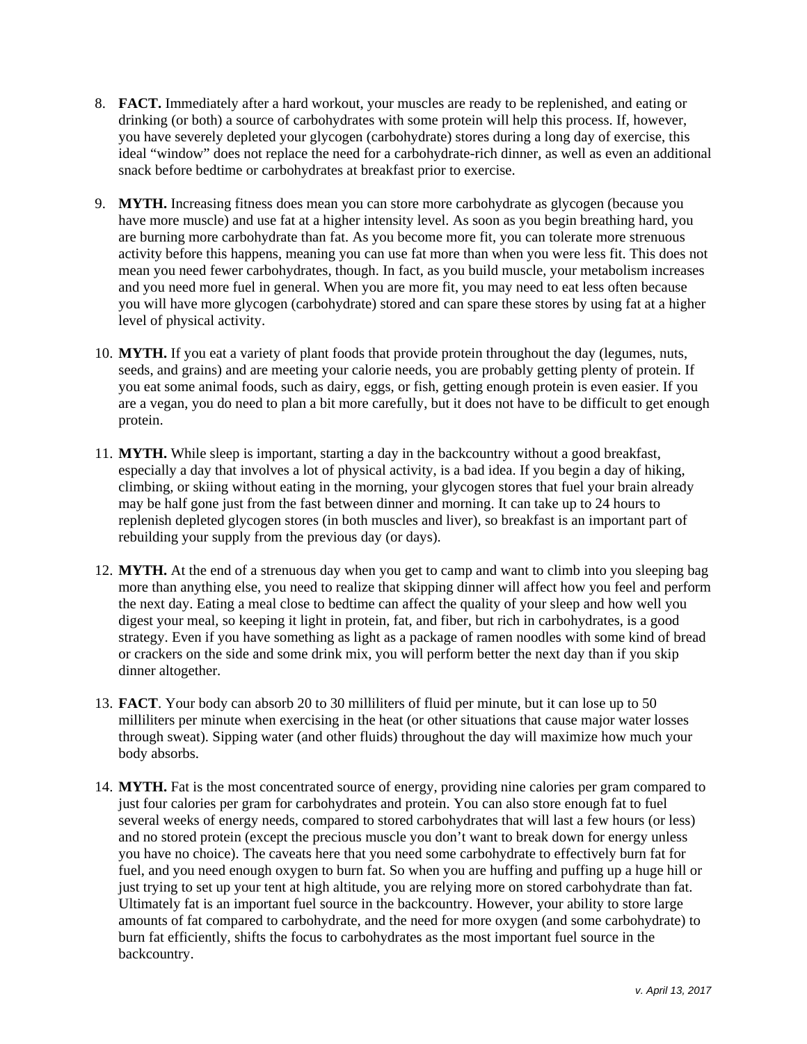8. **FACT.** Immediately after a hard workout, your muscles are ready to be replenished, and eating or drinking (or both) a source of carbohydrates with some protein will help this process. If, however, you have severely depleted your glycogen (carbohydrate) stores during a long day of exercise, this ideal "window" does not replace the need for a carbohydrate-rich dinner, as well as even an additional snack before bedtime or carbohydrates at breakfast prior to exercise.

9. **MYTH.** Increasing fitness does mean you can store more carbohydrate as glycogen (because you have more muscle) and use fat at a higher intensity level. As soon as you begin breathing hard, you are burning more carbohydrate than fat. As you become more fit, you can tolerate more strenuous activity before this happens, meaning you can use fat more than when you were less fit. This does not mean you need fewer carbohydrates, though. In fact, as you build muscle, your metabolism increases and you need more fuel in general. When you are more fit, you may need to eat less often because you will have more glycogen (carbohydrate) stored and can spare these stores by using fat at a higher level of physical activity.

10. **MYTH.** If you eat a variety of plant foods that provide protein throughout the day (legumes, nuts, seeds, and grains) and are meeting your calorie needs, you are probably getting plenty of protein. If you eat some animal foods, such as dairy, eggs, or fish, getting enough protein is even easier. If you are a vegan, you do need to plan a bit more carefully, but it does not have to be difficult to get enough protein.

11. **MYTH.** While sleep is important, starting a day in the backcountry without a good breakfast, especially a day that involves a lot of physical activity, is a bad idea. If you begin a day of hiking, climbing, or skiing without eating in the morning, your glycogen stores that fuel your brain already may be half gone just from the fast between dinner and morning. It can take up to 24 hours to replenish depleted glycogen stores (in both muscles and liver), so breakfast is an important part of rebuilding your supply from the previous day (or days).

12. **MYTH.** At the end of a strenuous day when you get to camp and want to climb into you sleeping bag more than anything else, you need to realize that skipping dinner will affect how you feel and perform the next day. Eating a meal close to bedtime can affect the quality of your sleep and how well you digest your meal, so keeping it light in protein, fat, and fiber, but rich in carbohydrates, is a good strategy. Even if you have something as light as a package of ramen noodles with some kind of bread or crackers on the side and some drink mix, you will perform better the next day than if you skip dinner altogether.

13. **FACT**. Your body can absorb 20 to 30 milliliters of fluid per minute, but it can lose up to 50 milliliters per minute when exercising in the heat (or other situations that cause major water losses through sweat). Sipping water (and other fluids) throughout the day will maximize how much your body absorbs.

14. **MYTH.** Fat is the most concentrated source of energy, providing nine calories per gram compared to just four calories per gram for carbohydrates and protein. You can also store enough fat to fuel several weeks of energy needs, compared to stored carbohydrates that will last a few hours (or less) and no stored protein (except the precious muscle you don't want to break down for energy unless you have no choice). The caveats here that you need some carbohydrate to effectively burn fat for fuel, and you need enough oxygen to burn fat. So when you are huffing and puffing up a huge hill or just trying to set up your tent at high altitude, you are relying more on stored carbohydrate than fat. Ultimately fat is an important fuel source in the backcountry. However, your ability to store large amounts of fat compared to carbohydrate, and the need for more oxygen (and some carbohydrate) to burn fat efficiently, shifts the focus to carbohydrates as the most important fuel source in the backcountry.

*v. April 13, 2017*